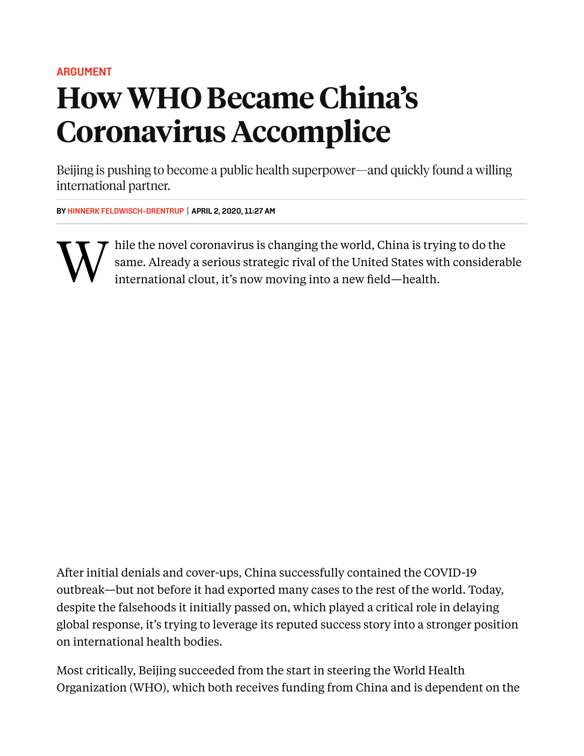ARGUMENT

# How WHO Became China's Coronavirus Accomplice

Beijing is pushing to become a public health superpower—and quickly found a willing international partner.

BY HINNERK FELDWISCH-DRENTRUP | APRIL 2, 2020, 11:27 AM

While the novel coronavirus is changing the world, China is trying to do the same. Already a serious strategic rival of the United States with considerable international clout, it's now moving into a new field—health.

After initial denials and cover-ups, China successfully contained the COVID-19 outbreak—but not before it had exported many cases to the rest of the world. Today, despite the falsehoods it initially passed on, which played a critical role in delaying global response, it's trying to leverage its reputed success story into a stronger position on international health bodies.

Most critically, Beijing succeeded from the start in steering the World Health Organization (WHO), which both receives funding from China and is dependent on the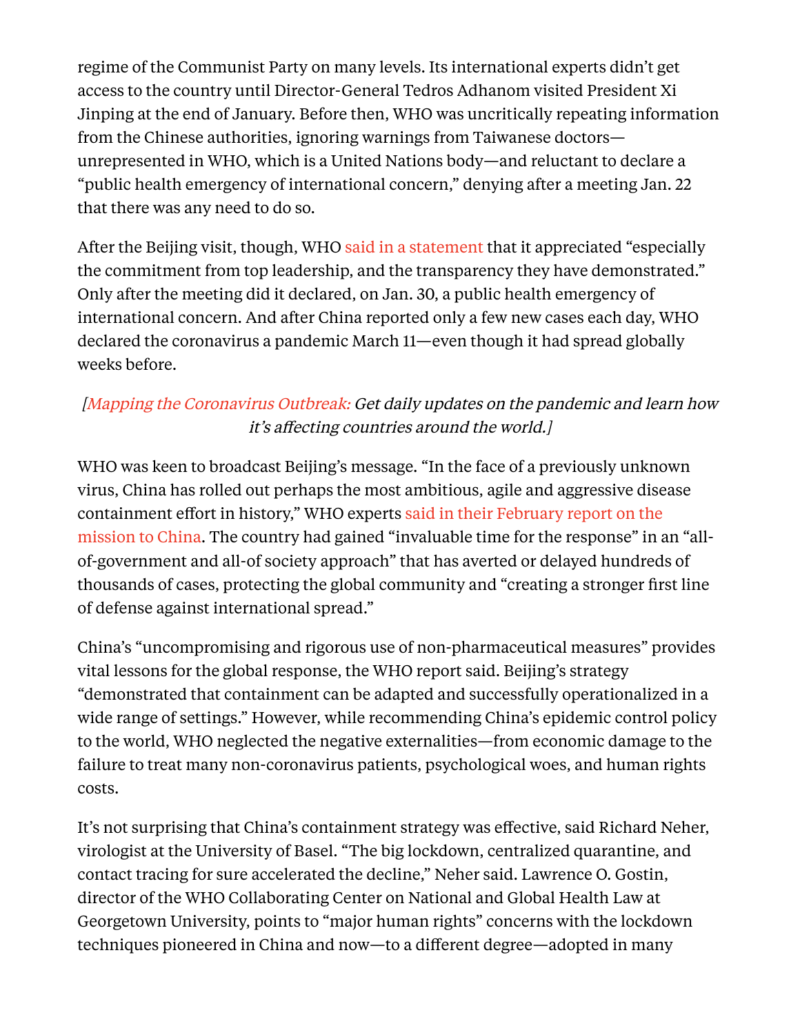regime of the Communist Party on many levels. Its international experts didn't get access to the country until Director-General Tedros Adhanom visited President Xi Jinping at the end of January. Before then, WHO was uncritically repeating information from the Chinese authorities, ignoring warnings from Taiwanese doctors—unrepresented in WHO, which is a United Nations body—and reluctant to declare a "public health emergency of international concern," denying after a meeting Jan. 22 that there was any need to do so.

After the Beijing visit, though, WHO said in a statement that it appreciated "especially the commitment from top leadership, and the transparency they have demonstrated." Only after the meeting did it declared, on Jan. 30, a public health emergency of international concern. And after China reported only a few new cases each day, WHO declared the coronavirus a pandemic March 11—even though it had spread globally weeks before.

*[Mapping the Coronavirus Outbreak: Get daily updates on the pandemic and learn how it's affecting countries around the world.]*

WHO was keen to broadcast Beijing's message. "In the face of a previously unknown virus, China has rolled out perhaps the most ambitious, agile and aggressive disease containment effort in history," WHO experts said in their February report on the mission to China. The country had gained "invaluable time for the response" in an "all-of-government and all-of society approach" that has averted or delayed hundreds of thousands of cases, protecting the global community and "creating a stronger first line of defense against international spread."

China's "uncompromising and rigorous use of non-pharmaceutical measures" provides vital lessons for the global response, the WHO report said. Beijing's strategy "demonstrated that containment can be adapted and successfully operationalized in a wide range of settings." However, while recommending China's epidemic control policy to the world, WHO neglected the negative externalities—from economic damage to the failure to treat many non-coronavirus patients, psychological woes, and human rights costs.

It's not surprising that China's containment strategy was effective, said Richard Neher, virologist at the University of Basel. "The big lockdown, centralized quarantine, and contact tracing for sure accelerated the decline," Neher said. Lawrence O. Gostin, director of the WHO Collaborating Center on National and Global Health Law at Georgetown University, points to "major human rights" concerns with the lockdown techniques pioneered in China and now—to a different degree—adopted in many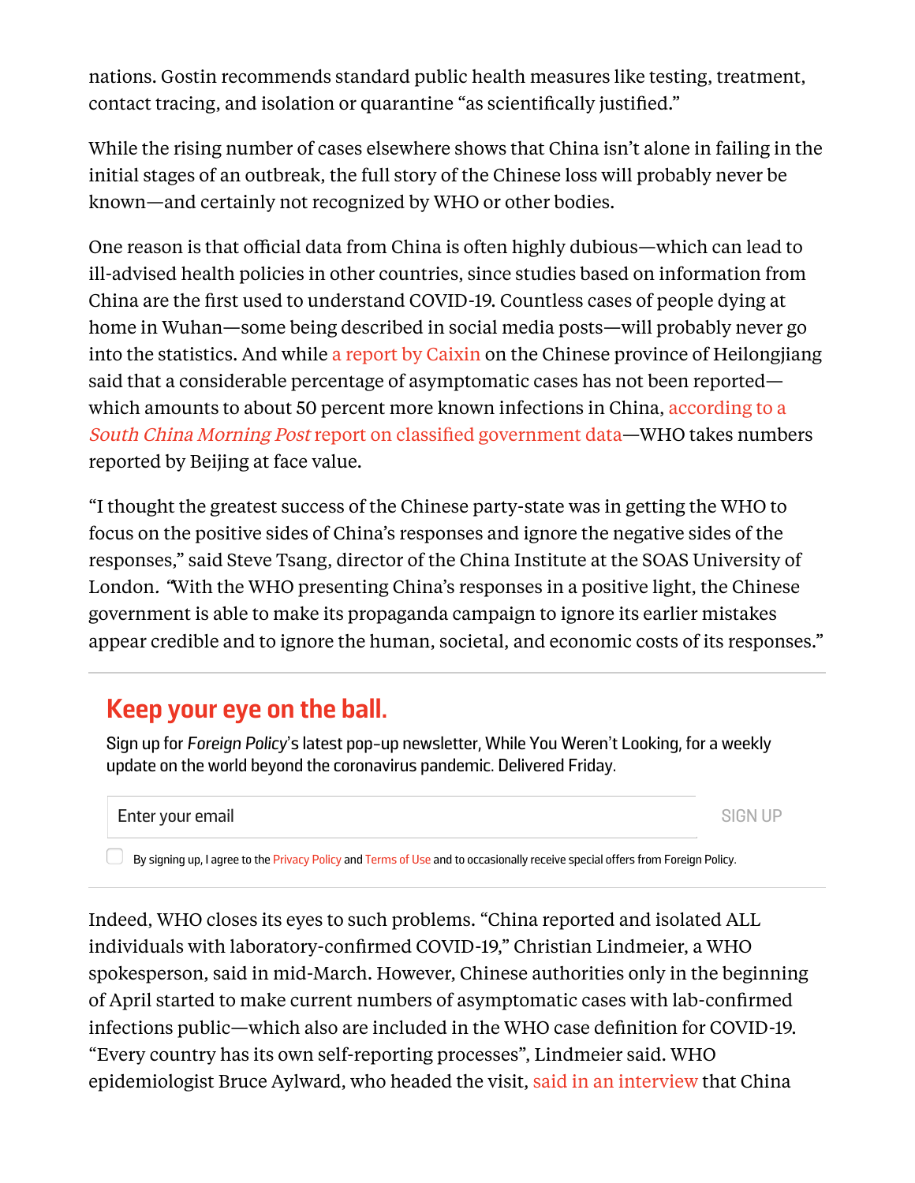nations. Gostin recommends standard public health measures like testing, treatment, contact tracing, and isolation or quarantine "as scientifically justified."

While the rising number of cases elsewhere shows that China isn't alone in failing in the initial stages of an outbreak, the full story of the Chinese loss will probably never be known—and certainly not recognized by WHO or other bodies.

One reason is that official data from China is often highly dubious—which can lead to ill-advised health policies in other countries, since studies based on information from China are the first used to understand COVID-19. Countless cases of people dying at home in Wuhan—some being described in social media posts—will probably never go into the statistics. And while a report by Caixin on the Chinese province of Heilongjiang said that a considerable percentage of asymptomatic cases has not been reported—which amounts to about 50 percent more known infections in China, according to a *South China Morning Post* report on classified government data—WHO takes numbers reported by Beijing at face value.

"I thought the greatest success of the Chinese party-state was in getting the WHO to focus on the positive sides of China's responses and ignore the negative sides of the responses," said Steve Tsang, director of the China Institute at the SOAS University of London. "With the WHO presenting China's responses in a positive light, the Chinese government is able to make its propaganda campaign to ignore its earlier mistakes appear credible and to ignore the human, societal, and economic costs of its responses."

## Keep your eye on the ball.

Sign up for *Foreign Policy*'s latest pop-up newsletter, While You Weren't Looking, for a weekly update on the world beyond the coronavirus pandemic. Delivered Friday.

Enter your email SIGN UP

By signing up, I agree to the Privacy Policy and Terms of Use and to occasionally receive special offers from Foreign Policy.

Indeed, WHO closes its eyes to such problems. "China reported and isolated ALL individuals with laboratory-confirmed COVID-19," Christian Lindmeier, a WHO spokesperson, said in mid-March. However, Chinese authorities only in the beginning of April started to make current numbers of asymptomatic cases with lab-confirmed infections public—which also are included in the WHO case definition for COVID-19. "Every country has its own self-reporting processes", Lindmeier said. WHO epidemiologist Bruce Aylward, who headed the visit, said in an interview that China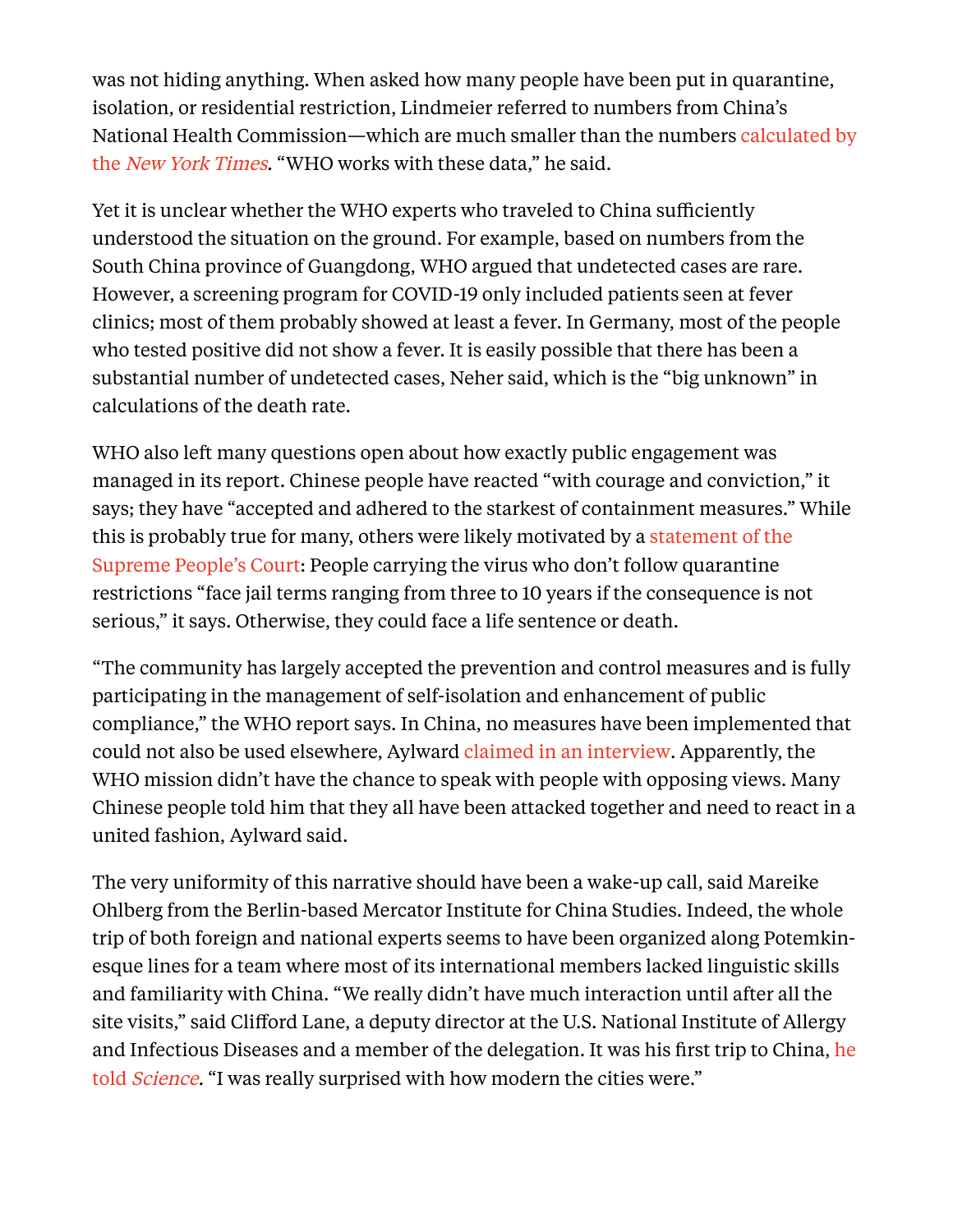was not hiding anything. When asked how many people have been put in quarantine, isolation, or residential restriction, Lindmeier referred to numbers from China's National Health Commission—which are much smaller than the numbers calculated by the *New York Times*. "WHO works with these data," he said.

Yet it is unclear whether the WHO experts who traveled to China sufficiently understood the situation on the ground. For example, based on numbers from the South China province of Guangdong, WHO argued that undetected cases are rare. However, a screening program for COVID-19 only included patients seen at fever clinics; most of them probably showed at least a fever. In Germany, most of the people who tested positive did not show a fever. It is easily possible that there has been a substantial number of undetected cases, Neher said, which is the "big unknown" in calculations of the death rate.

WHO also left many questions open about how exactly public engagement was managed in its report. Chinese people have reacted "with courage and conviction," it says; they have "accepted and adhered to the starkest of containment measures." While this is probably true for many, others were likely motivated by a statement of the Supreme People's Court: People carrying the virus who don't follow quarantine restrictions "face jail terms ranging from three to 10 years if the consequence is not serious," it says. Otherwise, they could face a life sentence or death.

"The community has largely accepted the prevention and control measures and is fully participating in the management of self-isolation and enhancement of public compliance," the WHO report says. In China, no measures have been implemented that could not also be used elsewhere, Aylward claimed in an interview. Apparently, the WHO mission didn't have the chance to speak with people with opposing views. Many Chinese people told him that they all have been attacked together and need to react in a united fashion, Aylward said.

The very uniformity of this narrative should have been a wake-up call, said Mareike Ohlberg from the Berlin-based Mercator Institute for China Studies. Indeed, the whole trip of both foreign and national experts seems to have been organized along Potemkin-esque lines for a team where most of its international members lacked linguistic skills and familiarity with China. "We really didn't have much interaction until after all the site visits," said Clifford Lane, a deputy director at the U.S. National Institute of Allergy and Infectious Diseases and a member of the delegation. It was his first trip to China, he told *Science*. "I was really surprised with how modern the cities were."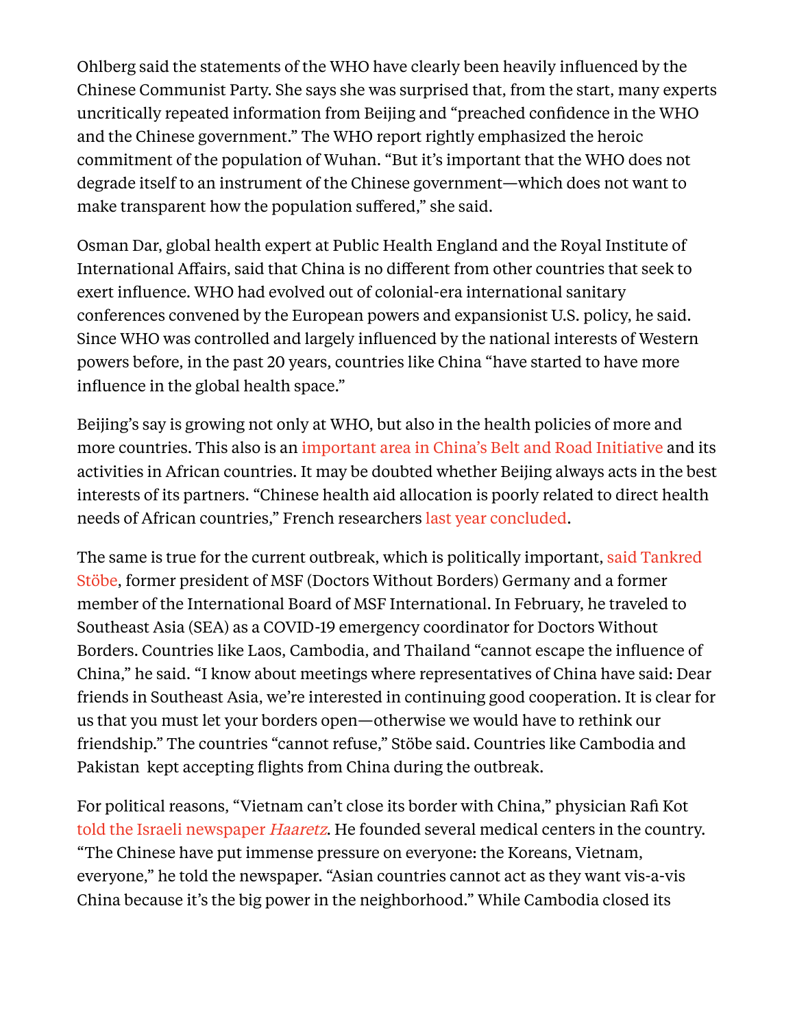Ohlberg said the statements of the WHO have clearly been heavily influenced by the Chinese Communist Party. She says she was surprised that, from the start, many experts uncritically repeated information from Beijing and "preached confidence in the WHO and the Chinese government." The WHO report rightly emphasized the heroic commitment of the population of Wuhan. "But it's important that the WHO does not degrade itself to an instrument of the Chinese government—which does not want to make transparent how the population suffered," she said.

Osman Dar, global health expert at Public Health England and the Royal Institute of International Affairs, said that China is no different from other countries that seek to exert influence. WHO had evolved out of colonial-era international sanitary conferences convened by the European powers and expansionist U.S. policy, he said. Since WHO was controlled and largely influenced by the national interests of Western powers before, in the past 20 years, countries like China "have started to have more influence in the global health space."

Beijing's say is growing not only at WHO, but also in the health policies of more and more countries. This also is an important area in China's Belt and Road Initiative and its activities in African countries. It may be doubted whether Beijing always acts in the best interests of its partners. "Chinese health aid allocation is poorly related to direct health needs of African countries," French researchers last year concluded.

The same is true for the current outbreak, which is politically important, said Tankred Stöbe, former president of MSF (Doctors Without Borders) Germany and a former member of the International Board of MSF International. In February, he traveled to Southeast Asia (SEA) as a COVID-19 emergency coordinator for Doctors Without Borders. Countries like Laos, Cambodia, and Thailand "cannot escape the influence of China," he said. "I know about meetings where representatives of China have said: Dear friends in Southeast Asia, we're interested in continuing good cooperation. It is clear for us that you must let your borders open—otherwise we would have to rethink our friendship." The countries "cannot refuse," Stöbe said. Countries like Cambodia and Pakistan kept accepting flights from China during the outbreak.

For political reasons, "Vietnam can't close its border with China," physician Rafi Kot told the Israeli newspaper *Haaretz*. He founded several medical centers in the country. "The Chinese have put immense pressure on everyone: the Koreans, Vietnam, everyone," he told the newspaper. "Asian countries cannot act as they want vis-a-vis China because it's the big power in the neighborhood." While Cambodia closed its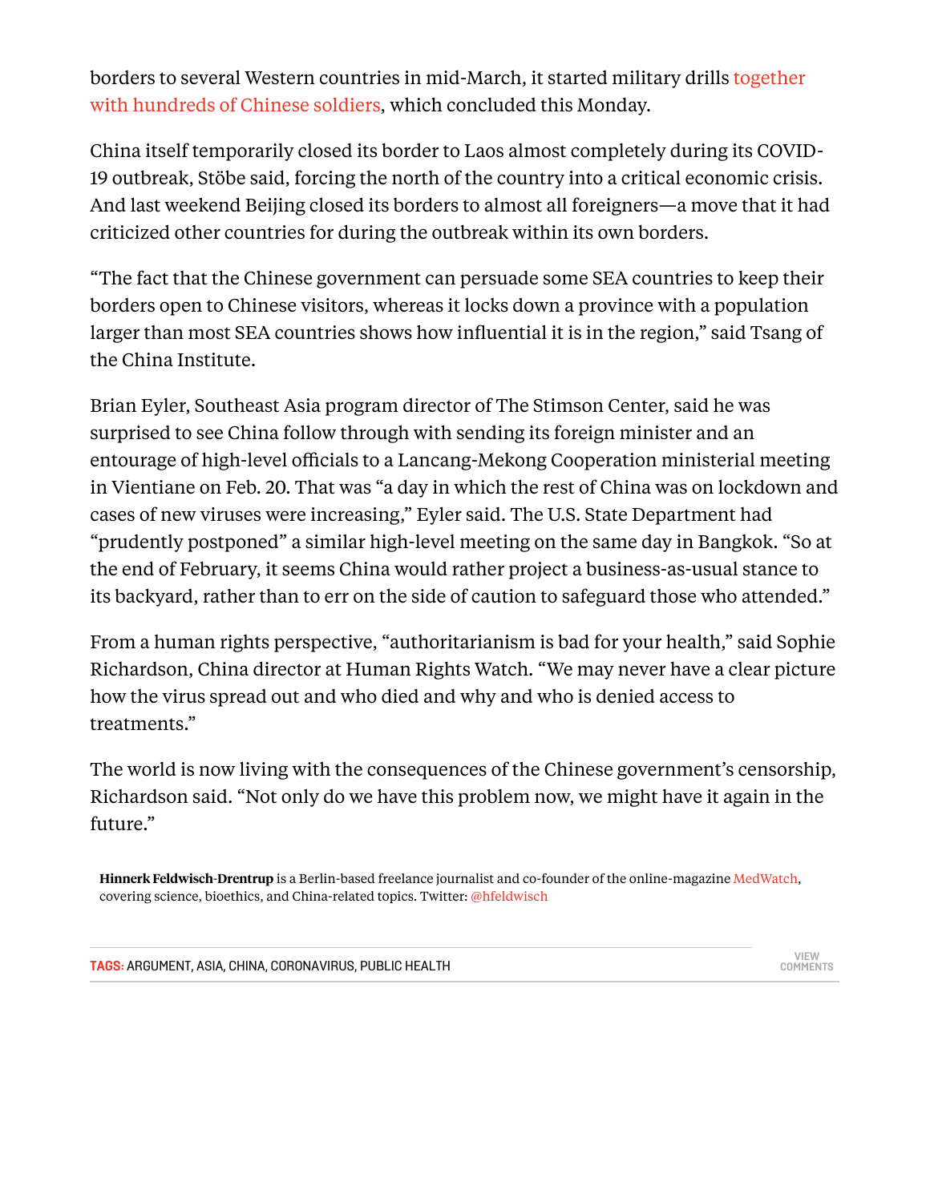borders to several Western countries in mid-March, it started military drills together with hundreds of Chinese soldiers, which concluded this Monday.

China itself temporarily closed its border to Laos almost completely during its COVID-19 outbreak, Stöbe said, forcing the north of the country into a critical economic crisis. And last weekend Beijing closed its borders to almost all foreigners—a move that it had criticized other countries for during the outbreak within its own borders.

"The fact that the Chinese government can persuade some SEA countries to keep their borders open to Chinese visitors, whereas it locks down a province with a population larger than most SEA countries shows how influential it is in the region," said Tsang of the China Institute.

Brian Eyler, Southeast Asia program director of The Stimson Center, said he was surprised to see China follow through with sending its foreign minister and an entourage of high-level officials to a Lancang-Mekong Cooperation ministerial meeting in Vientiane on Feb. 20. That was "a day in which the rest of China was on lockdown and cases of new viruses were increasing," Eyler said. The U.S. State Department had "prudently postponed" a similar high-level meeting on the same day in Bangkok. "So at the end of February, it seems China would rather project a business-as-usual stance to its backyard, rather than to err on the side of caution to safeguard those who attended."

From a human rights perspective, "authoritarianism is bad for your health," said Sophie Richardson, China director at Human Rights Watch. "We may never have a clear picture how the virus spread out and who died and why and who is denied access to treatments."

The world is now living with the consequences of the Chinese government's censorship, Richardson said. "Not only do we have this problem now, we might have it again in the future."

**Hinnerk Feldwisch-Drentrup** is a Berlin-based freelance journalist and co-founder of the online-magazine MedWatch, covering science, bioethics, and China-related topics. Twitter: @hfeldwisch

**TAGS:** ARGUMENT, ASIA, CHINA, CORONAVIRUS, PUBLIC HEALTH